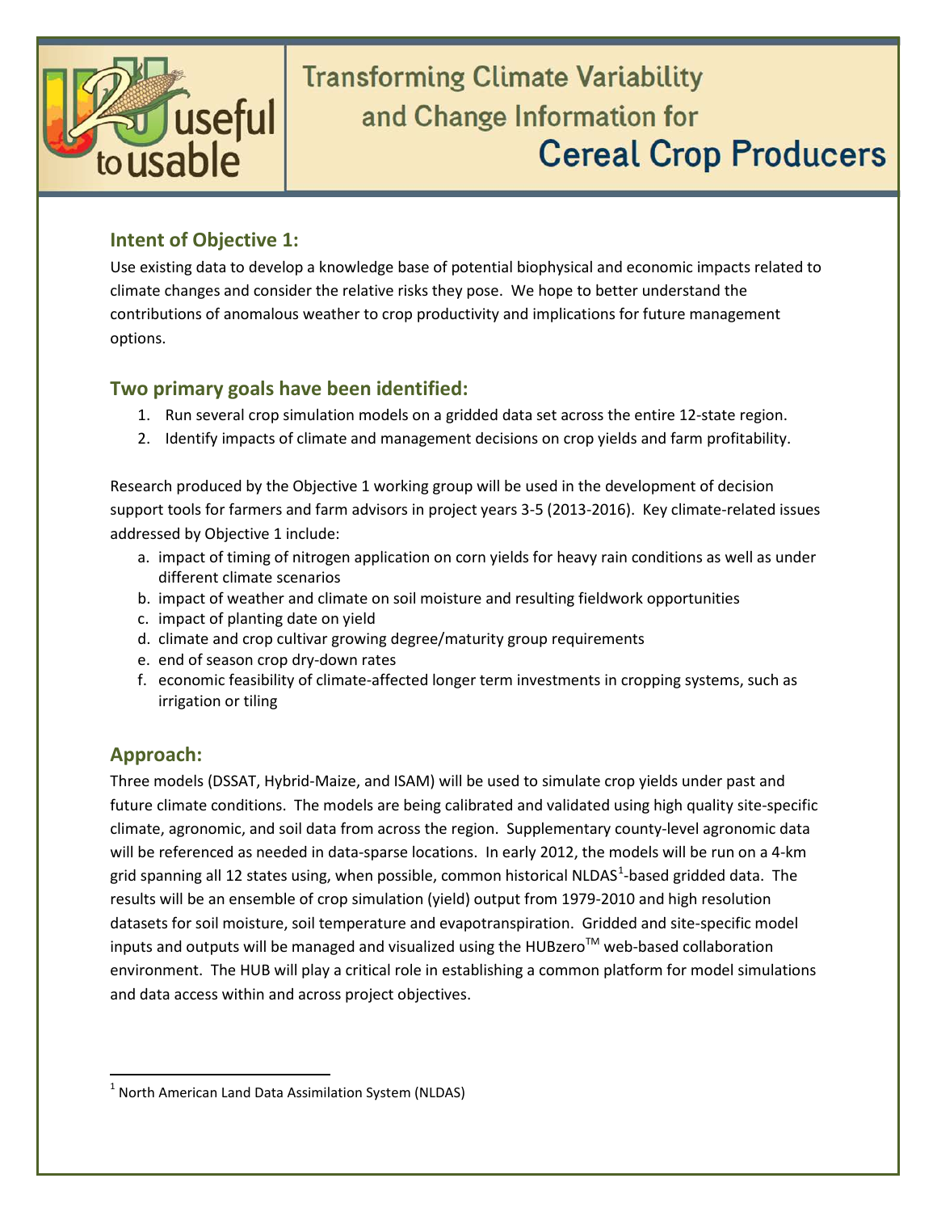# Transforming Climate Variability and Change Information for Cereal Crop Producers

## Intent of Objective 1:

Use existing data to develop a knowledge base of potential biophysical and economic impacts related to climate changes and consider the relative risks they pose. We hope to better understand the contributions of anomalous weather to crop productivity and implications for future management options.

## Two primary goals have been identified:

1. Run several crop simulation models on a gridded data set across the entire 12-state region.
2. Identify impacts of climate and management decisions on crop yields and farm profitability.

Research produced by the Objective 1 working group will be used in the development of decision support tools for farmers and farm advisors in project years 3-5 (2013-2016). Key climate-related issues addressed by Objective 1 include:

a. impact of timing of nitrogen application on corn yields for heavy rain conditions as well as under different climate scenarios
b. impact of weather and climate on soil moisture and resulting fieldwork opportunities
c. impact of planting date on yield
d. climate and crop cultivar growing degree/maturity group requirements
e. end of season crop dry-down rates
f. economic feasibility of climate-affected longer term investments in cropping systems, such as irrigation or tiling

## Approach:

Three models (DSSAT, Hybrid-Maize, and ISAM) will be used to simulate crop yields under past and future climate conditions. The models are being calibrated and validated using high quality site-specific climate, agronomic, and soil data from across the region. Supplementary county-level agronomic data will be referenced as needed in data-sparse locations. In early 2012, the models will be run on a 4-km grid spanning all 12 states using, when possible, common historical NLDAS[1]-based gridded data. The results will be an ensemble of crop simulation (yield) output from 1979-2010 and high resolution datasets for soil moisture, soil temperature and evapotranspiration. Gridded and site-specific model inputs and outputs will be managed and visualized using the HUBzero™ web-based collaboration environment. The HUB will play a critical role in establishing a common platform for model simulations and data access within and across project objectives.

[1] North American Land Data Assimilation System (NLDAS)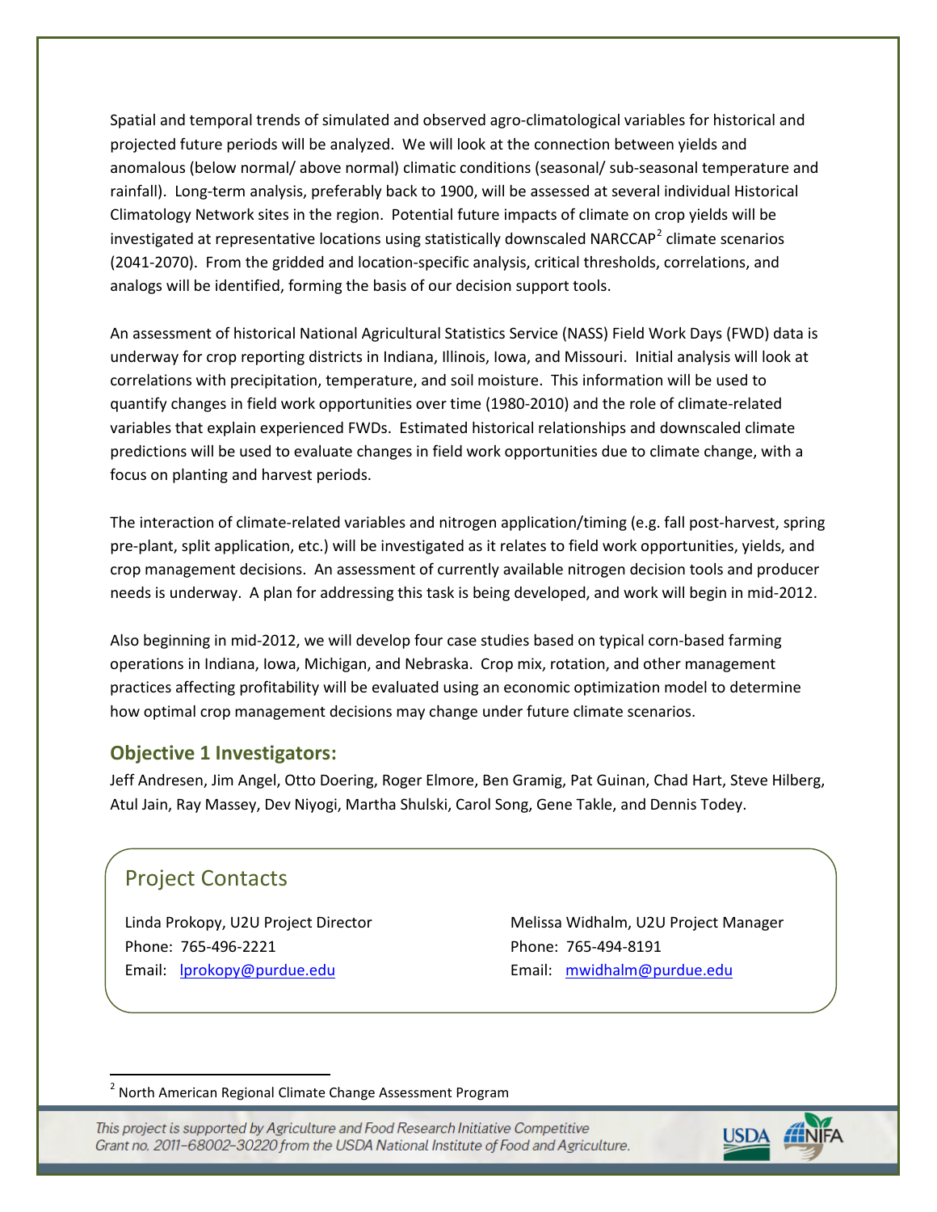Spatial and temporal trends of simulated and observed agro-climatological variables for historical and projected future periods will be analyzed. We will look at the connection between yields and anomalous (below normal/ above normal) climatic conditions (seasonal/ sub-seasonal temperature and rainfall). Long-term analysis, preferably back to 1900, will be assessed at several individual Historical Climatology Network sites in the region. Potential future impacts of climate on crop yields will be investigated at representative locations using statistically downscaled NARCCAP[2] climate scenarios (2041-2070). From the gridded and location-specific analysis, critical thresholds, correlations, and analogs will be identified, forming the basis of our decision support tools.

An assessment of historical National Agricultural Statistics Service (NASS) Field Work Days (FWD) data is underway for crop reporting districts in Indiana, Illinois, Iowa, and Missouri. Initial analysis will look at correlations with precipitation, temperature, and soil moisture. This information will be used to quantify changes in field work opportunities over time (1980-2010) and the role of climate-related variables that explain experienced FWDs. Estimated historical relationships and downscaled climate predictions will be used to evaluate changes in field work opportunities due to climate change, with a focus on planting and harvest periods.

The interaction of climate-related variables and nitrogen application/timing (e.g. fall post-harvest, spring pre-plant, split application, etc.) will be investigated as it relates to field work opportunities, yields, and crop management decisions. An assessment of currently available nitrogen decision tools and producer needs is underway. A plan for addressing this task is being developed, and work will begin in mid-2012.

Also beginning in mid-2012, we will develop four case studies based on typical corn-based farming operations in Indiana, Iowa, Michigan, and Nebraska. Crop mix, rotation, and other management practices affecting profitability will be evaluated using an economic optimization model to determine how optimal crop management decisions may change under future climate scenarios.

## Objective 1 Investigators:

Jeff Andresen, Jim Angel, Otto Doering, Roger Elmore, Ben Gramig, Pat Guinan, Chad Hart, Steve Hilberg, Atul Jain, Ray Massey, Dev Niyogi, Martha Shulski, Carol Song, Gene Takle, and Dennis Todey.

## Project Contacts

Linda Prokopy, U2U Project Director
Phone: 765-496-2221
Email: lprokopy@purdue.edu

Melissa Widhalm, U2U Project Manager
Phone: 765-494-8191
Email: mwidhalm@purdue.edu

[2] North American Regional Climate Change Assessment Program

*This project is supported by Agriculture and Food Research Initiative Competitive Grant no. 2011-68002-30220 from the USDA National Institute of Food and Agriculture.*